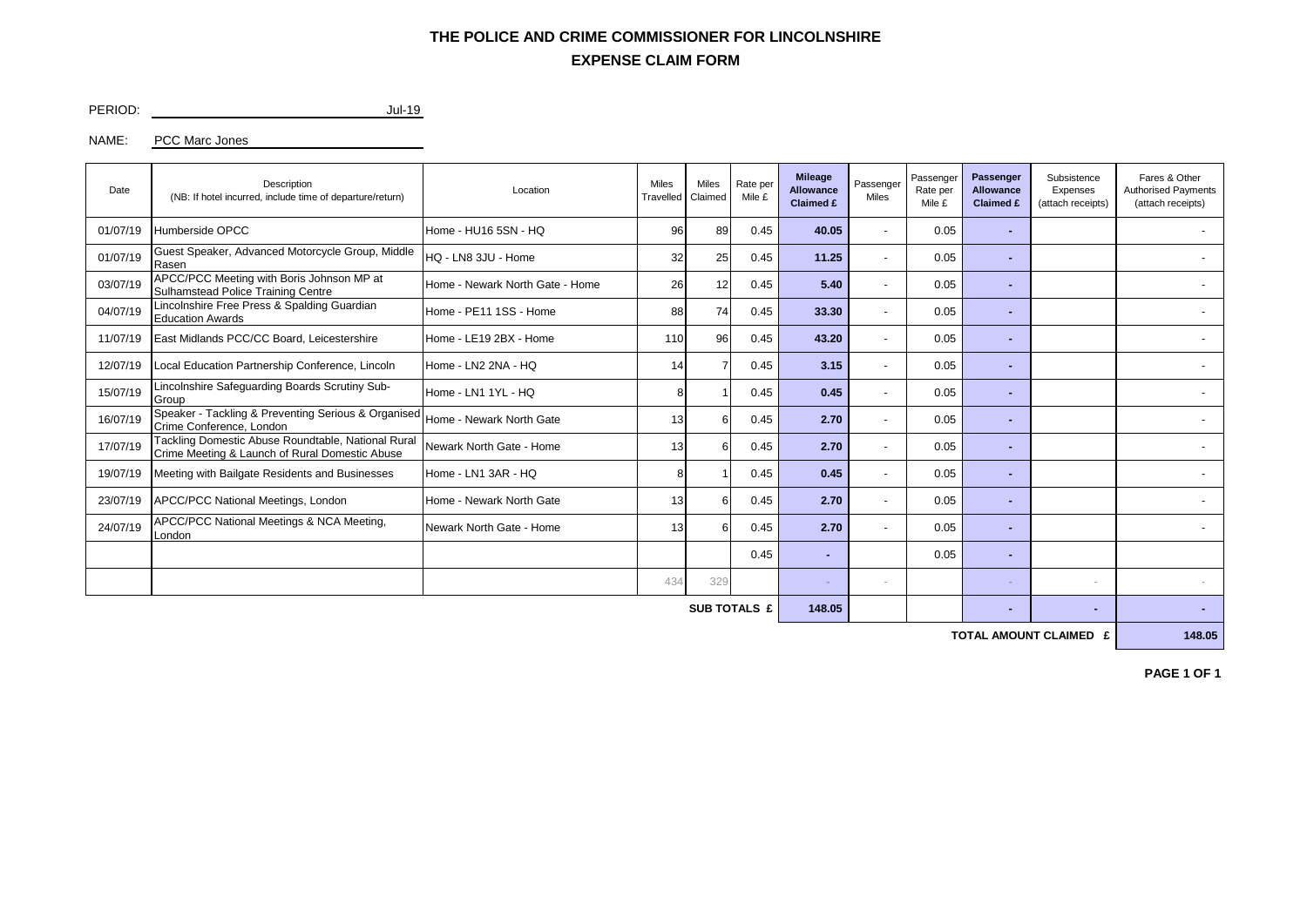# THE POLICE AND CRIME COMMISSIONER FOR LINCOLNSHIRE

## EXPENSE CLAIM FORM

PERIOD: Jul-19

NAME: PCC Marc Jones

| Date | Description (NB: If hotel incurred, include time of departure/return) | Location | Miles Travelled | Miles Claimed | Rate per Mile £ | Mileage Allowance Claimed £ | Passenger Miles | Passenger Rate per Mile £ | Passenger Allowance Claimed £ | Subsistence Expenses (attach receipts) | Fares & Other Authorised Payments (attach receipts) |
|---|---|---|---|---|---|---|---|---|---|---|---|
| 01/07/19 | Humberside OPCC | Home - HU16 5SN - HQ | 96 | 89 | 0.45 | 40.05 | - | 0.05 | - | | - |
| 01/07/19 | Guest Speaker, Advanced Motorcycle Group, Middle Rasen | HQ - LN8 3JU - Home | 32 | 25 | 0.45 | 11.25 | - | 0.05 | - | | - |
| 03/07/19 | APCC/PCC Meeting with Boris Johnson MP at Sulhamstead Police Training Centre | Home - Newark North Gate - Home | 26 | 12 | 0.45 | 5.40 | - | 0.05 | - | | - |
| 04/07/19 | Lincolnshire Free Press & Spalding Guardian Education Awards | Home - PE11 1SS - Home | 88 | 74 | 0.45 | 33.30 | - | 0.05 | - | | - |
| 11/07/19 | East Midlands PCC/CC Board, Leicestershire | Home - LE19 2BX - Home | 110 | 96 | 0.45 | 43.20 | - | 0.05 | - | | - |
| 12/07/19 | Local Education Partnership Conference, Lincoln | Home - LN2 2NA - HQ | 14 | 7 | 0.45 | 3.15 | - | 0.05 | - | | - |
| 15/07/19 | Lincolnshire Safeguarding Boards Scrutiny Sub-Group | Home - LN1 1YL - HQ | 8 | 1 | 0.45 | 0.45 | - | 0.05 | - | | - |
| 16/07/19 | Speaker - Tackling & Preventing Serious & Organised Crime Conference, London | Home - Newark North Gate | 13 | 6 | 0.45 | 2.70 | - | 0.05 | - | | - |
| 17/07/19 | Tackling Domestic Abuse Roundtable, National Rural Crime Meeting & Launch of Rural Domestic Abuse | Newark North Gate - Home | 13 | 6 | 0.45 | 2.70 | - | 0.05 | - | | - |
| 19/07/19 | Meeting with Bailgate Residents and Businesses | Home - LN1 3AR - HQ | 8 | 1 | 0.45 | 0.45 | - | 0.05 | - | | - |
| 23/07/19 | APCC/PCC National Meetings, London | Home - Newark North Gate | 13 | 6 | 0.45 | 2.70 | - | 0.05 | - | | - |
| 24/07/19 | APCC/PCC National Meetings & NCA Meeting, London | Newark North Gate - Home | 13 | 6 | 0.45 | 2.70 | - | 0.05 | - | | - |
| | | | | | 0.45 | - | | 0.05 | - | | |
| | | | 434 | 329 | | - | - | | - | - | - |
| | | | | | SUB TOTALS £ | 148.05 | | | - | - | - |
| | | | | | | | | | | TOTAL AMOUNT CLAIMED £ | 148.05 |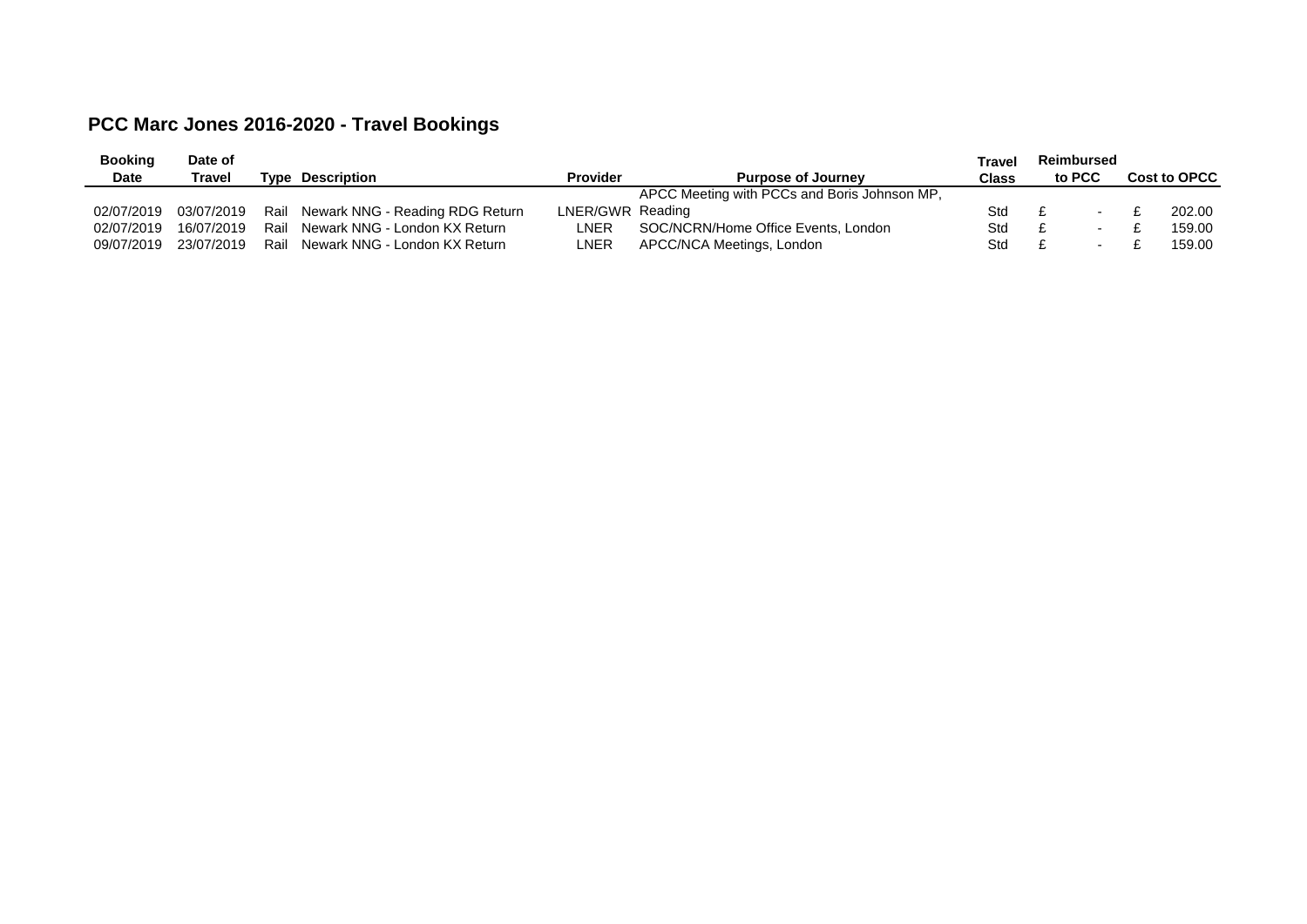## PCC Marc Jones 2016-2020 - Travel Bookings

| Booking Date | Date of Travel | Type | Description | Provider | Purpose of Journey | Travel Class | Reimbursed to PCC | Cost to OPCC |
|---|---|---|---|---|---|---|---|---|
| 02/07/2019 | 03/07/2019 | Rail | Newark NNG - Reading RDG Return | LNER/GWR | APCC Meeting with PCCs and Boris Johnson MP, Reading | Std | £ - | £ 202.00 |
| 02/07/2019 | 16/07/2019 | Rail | Newark NNG - London KX Return | LNER | SOC/NCRN/Home Office Events, London | Std | £ - | £ 159.00 |
| 09/07/2019 | 23/07/2019 | Rail | Newark NNG - London KX Return | LNER | APCC/NCA Meetings, London | Std | £ - | £ 159.00 |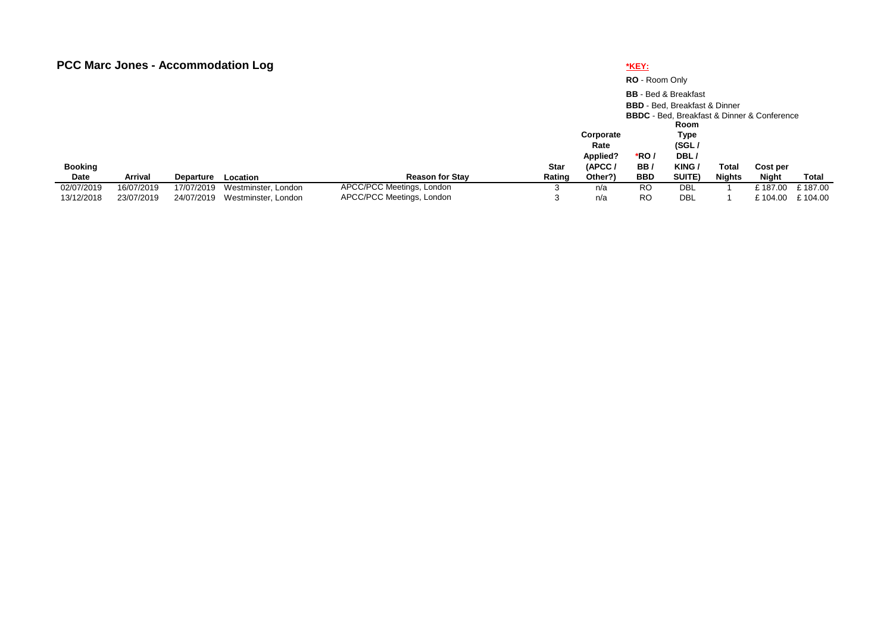## PCC Marc Jones - Accommodation Log

***KEY:***

**RO** - Room Only

**BB** - Bed & Breakfast

**BBD** - Bed, Breakfast & Dinner

**BBDC** - Bed, Breakfast & Dinner & Conference

| Booking Date | Arrival | Departure | Location | Reason for Stay | Star Rating | Corporate Rate Applied? (APCC / Other?) | *RO / BB / BBD | Room Type (SGL / DBL / KING / SUITE) | Total Nights | Cost per Night | Total |
|---|---|---|---|---|---|---|---|---|---|---|---|
| 02/07/2019 | 16/07/2019 | 17/07/2019 | Westminster, London | APCC/PCC Meetings, London | 3 | n/a | RO | DBL | 1 | £ 187.00 | £ 187.00 |
| 13/12/2018 | 23/07/2019 | 24/07/2019 | Westminster, London | APCC/PCC Meetings, London | 3 | n/a | RO | DBL | 1 | £ 104.00 | £ 104.00 |